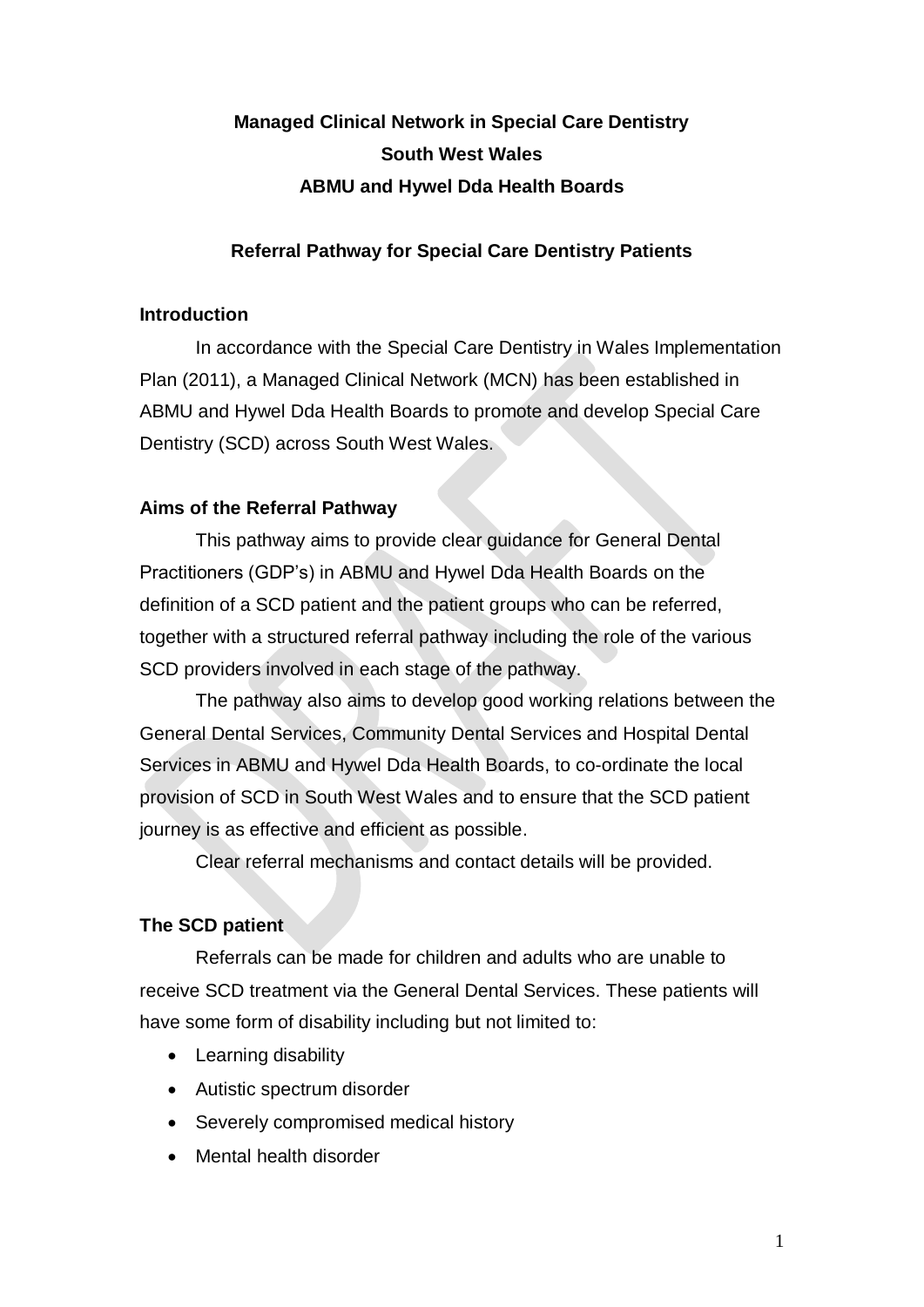**Managed Clinical Network in Special Care Dentistry**

**South West Wales**

**ABMU and Hywel Dda Health Boards**

## Referral Pathway for Special Care Dentistry Patients

### Introduction

In accordance with the Special Care Dentistry in Wales Implementation Plan (2011), a Managed Clinical Network (MCN) has been established in ABMU and Hywel Dda Health Boards to promote and develop Special Care Dentistry (SCD) across South West Wales.

### Aims of the Referral Pathway

This pathway aims to provide clear guidance for General Dental Practitioners (GDP's) in ABMU and Hywel Dda Health Boards on the definition of a SCD patient and the patient groups who can be referred, together with a structured referral pathway including the role of the various SCD providers involved in each stage of the pathway.

The pathway also aims to develop good working relations between the General Dental Services, Community Dental Services and Hospital Dental Services in ABMU and Hywel Dda Health Boards, to co-ordinate the local provision of SCD in South West Wales and to ensure that the SCD patient journey is as effective and efficient as possible.

Clear referral mechanisms and contact details will be provided.

### The SCD patient

Referrals can be made for children and adults who are unable to receive SCD treatment via the General Dental Services. These patients will have some form of disability including but not limited to:

- Learning disability
- Autistic spectrum disorder
- Severely compromised medical history
- Mental health disorder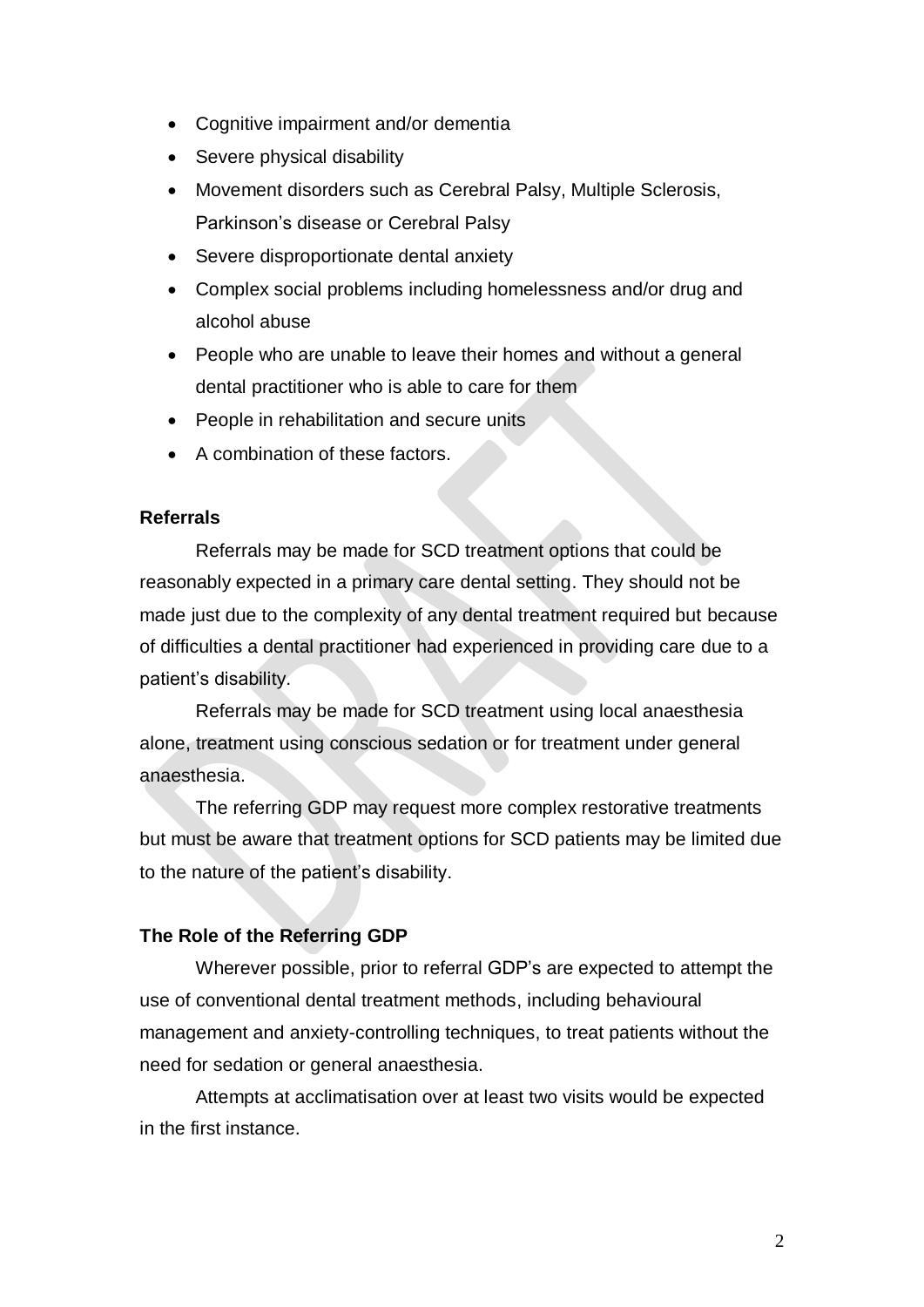- Cognitive impairment and/or dementia
- Severe physical disability
- Movement disorders such as Cerebral Palsy, Multiple Sclerosis, Parkinson's disease or Cerebral Palsy
- Severe disproportionate dental anxiety
- Complex social problems including homelessness and/or drug and alcohol abuse
- People who are unable to leave their homes and without a general dental practitioner who is able to care for them
- People in rehabilitation and secure units
- A combination of these factors.

**Referrals**

Referrals may be made for SCD treatment options that could be reasonably expected in a primary care dental setting. They should not be made just due to the complexity of any dental treatment required but because of difficulties a dental practitioner had experienced in providing care due to a patient's disability.

Referrals may be made for SCD treatment using local anaesthesia alone, treatment using conscious sedation or for treatment under general anaesthesia.

The referring GDP may request more complex restorative treatments but must be aware that treatment options for SCD patients may be limited due to the nature of the patient's disability.

**The Role of the Referring GDP**

Wherever possible, prior to referral GDP's are expected to attempt the use of conventional dental treatment methods, including behavioural management and anxiety-controlling techniques, to treat patients without the need for sedation or general anaesthesia.

Attempts at acclimatisation over at least two visits would be expected in the first instance.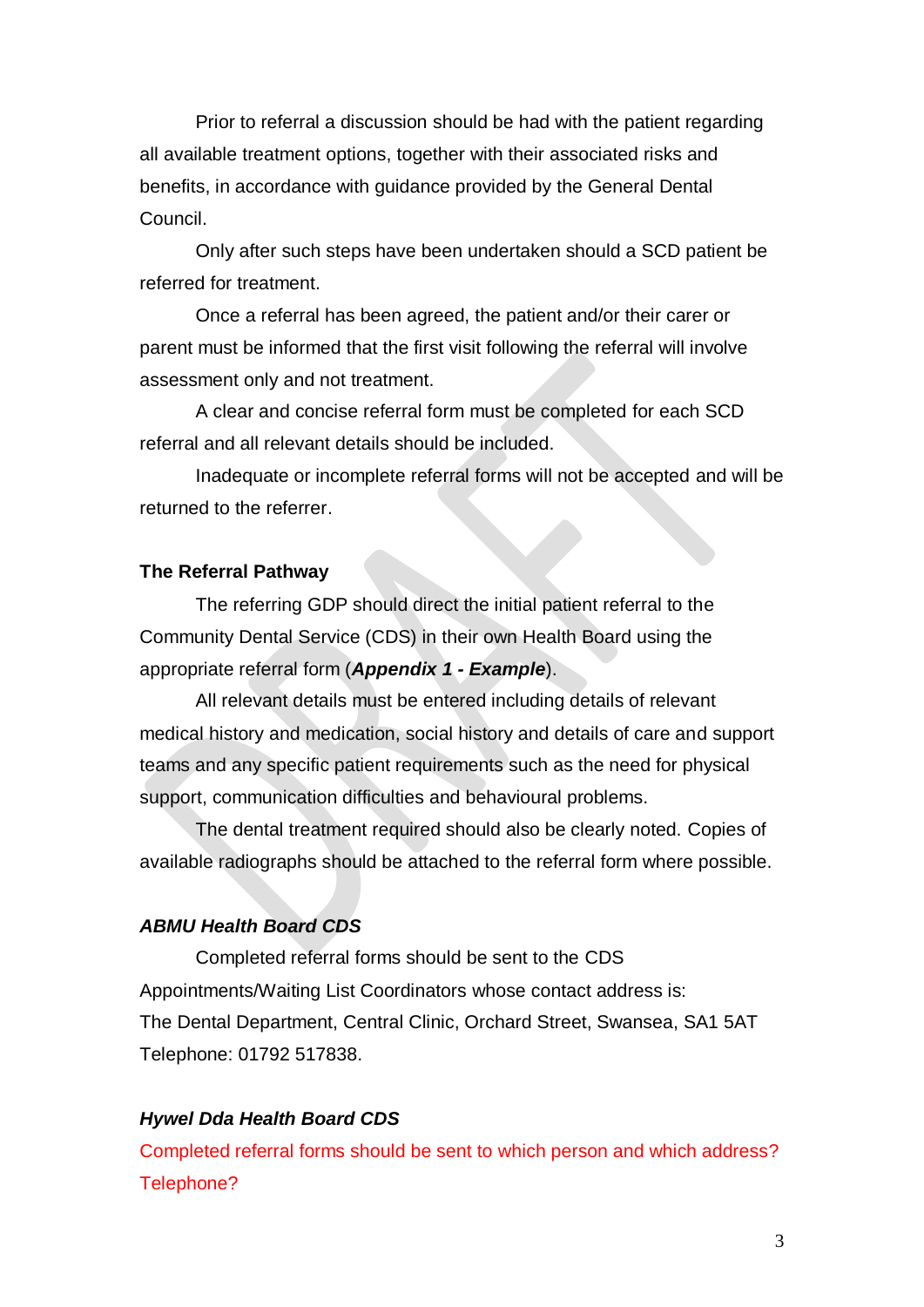Prior to referral a discussion should be had with the patient regarding all available treatment options, together with their associated risks and benefits, in accordance with guidance provided by the General Dental Council.

Only after such steps have been undertaken should a SCD patient be referred for treatment.

Once a referral has been agreed, the patient and/or their carer or parent must be informed that the first visit following the referral will involve assessment only and not treatment.

A clear and concise referral form must be completed for each SCD referral and all relevant details should be included.

Inadequate or incomplete referral forms will not be accepted and will be returned to the referrer.

**The Referral Pathway**

The referring GDP should direct the initial patient referral to the Community Dental Service (CDS) in their own Health Board using the appropriate referral form (***Appendix 1 - Example***).

All relevant details must be entered including details of relevant medical history and medication, social history and details of care and support teams and any specific patient requirements such as the need for physical support, communication difficulties and behavioural problems.

The dental treatment required should also be clearly noted. Copies of available radiographs should be attached to the referral form where possible.

***ABMU Health Board CDS***

Completed referral forms should be sent to the CDS Appointments/Waiting List Coordinators whose contact address is:
The Dental Department, Central Clinic, Orchard Street, Swansea, SA1 5AT
Telephone: 01792 517838.

***Hywel Dda Health Board CDS***

Completed referral forms should be sent to which person and which address?
Telephone?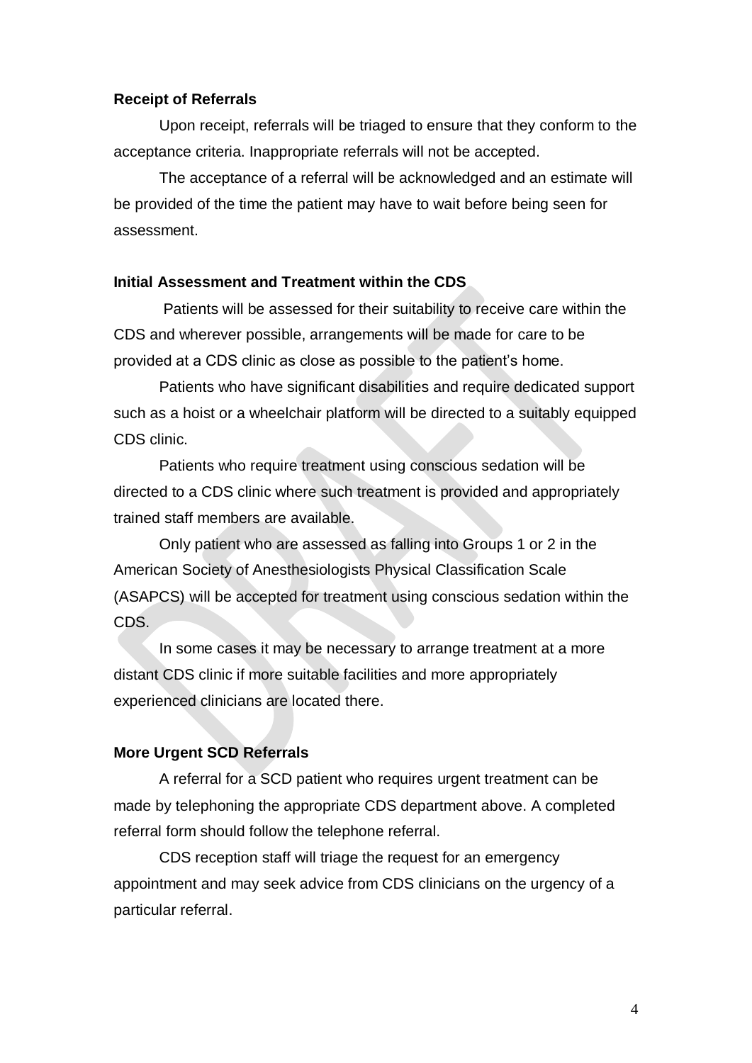**Receipt of Referrals**

Upon receipt, referrals will be triaged to ensure that they conform to the acceptance criteria. Inappropriate referrals will not be accepted.

The acceptance of a referral will be acknowledged and an estimate will be provided of the time the patient may have to wait before being seen for assessment.

**Initial Assessment and Treatment within the CDS**

Patients will be assessed for their suitability to receive care within the CDS and wherever possible, arrangements will be made for care to be provided at a CDS clinic as close as possible to the patient's home.

Patients who have significant disabilities and require dedicated support such as a hoist or a wheelchair platform will be directed to a suitably equipped CDS clinic.

Patients who require treatment using conscious sedation will be directed to a CDS clinic where such treatment is provided and appropriately trained staff members are available.

Only patient who are assessed as falling into Groups 1 or 2 in the American Society of Anesthesiologists Physical Classification Scale (ASAPCS) will be accepted for treatment using conscious sedation within the CDS.

In some cases it may be necessary to arrange treatment at a more distant CDS clinic if more suitable facilities and more appropriately experienced clinicians are located there.

**More Urgent SCD Referrals**

A referral for a SCD patient who requires urgent treatment can be made by telephoning the appropriate CDS department above. A completed referral form should follow the telephone referral.

CDS reception staff will triage the request for an emergency appointment and may seek advice from CDS clinicians on the urgency of a particular referral.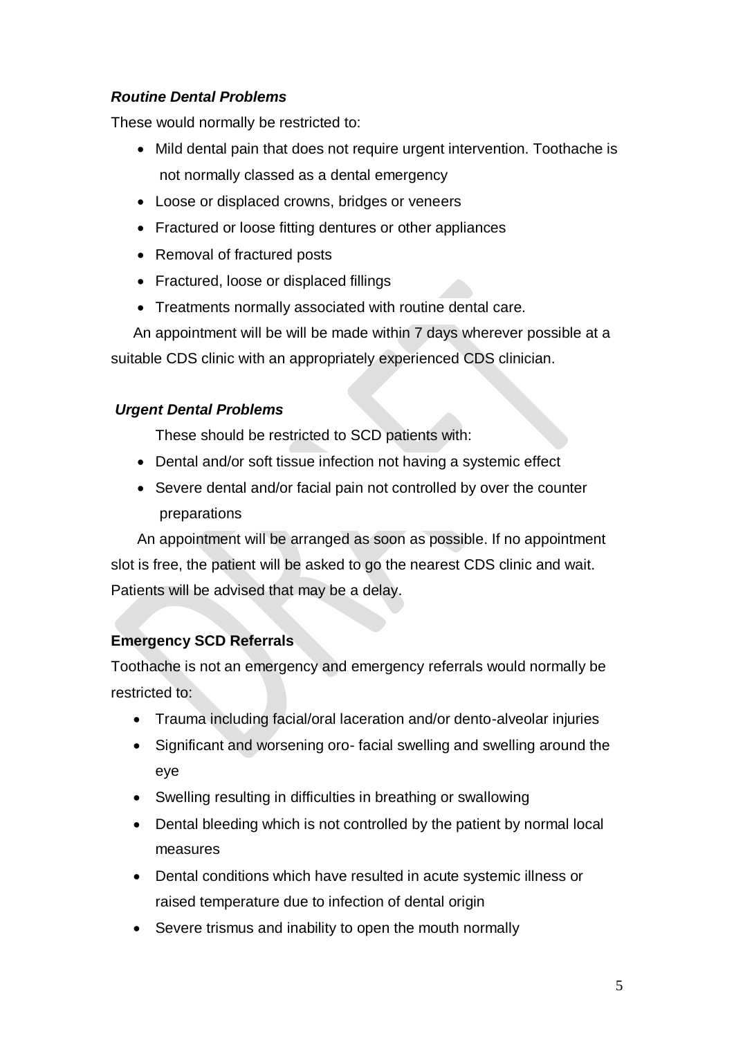***Routine Dental Problems***

These would normally be restricted to:

- Mild dental pain that does not require urgent intervention. Toothache is not normally classed as a dental emergency
- Loose or displaced crowns, bridges or veneers
- Fractured or loose fitting dentures or other appliances
- Removal of fractured posts
- Fractured, loose or displaced fillings
- Treatments normally associated with routine dental care.

An appointment will be will be made within 7 days wherever possible at a suitable CDS clinic with an appropriately experienced CDS clinician.

***Urgent Dental Problems***

These should be restricted to SCD patients with:

- Dental and/or soft tissue infection not having a systemic effect
- Severe dental and/or facial pain not controlled by over the counter preparations

An appointment will be arranged as soon as possible. If no appointment slot is free, the patient will be asked to go the nearest CDS clinic and wait. Patients will be advised that may be a delay.

**Emergency SCD Referrals**

Toothache is not an emergency and emergency referrals would normally be restricted to:

- Trauma including facial/oral laceration and/or dento-alveolar injuries
- Significant and worsening oro- facial swelling and swelling around the eye
- Swelling resulting in difficulties in breathing or swallowing
- Dental bleeding which is not controlled by the patient by normal local measures
- Dental conditions which have resulted in acute systemic illness or raised temperature due to infection of dental origin
- Severe trismus and inability to open the mouth normally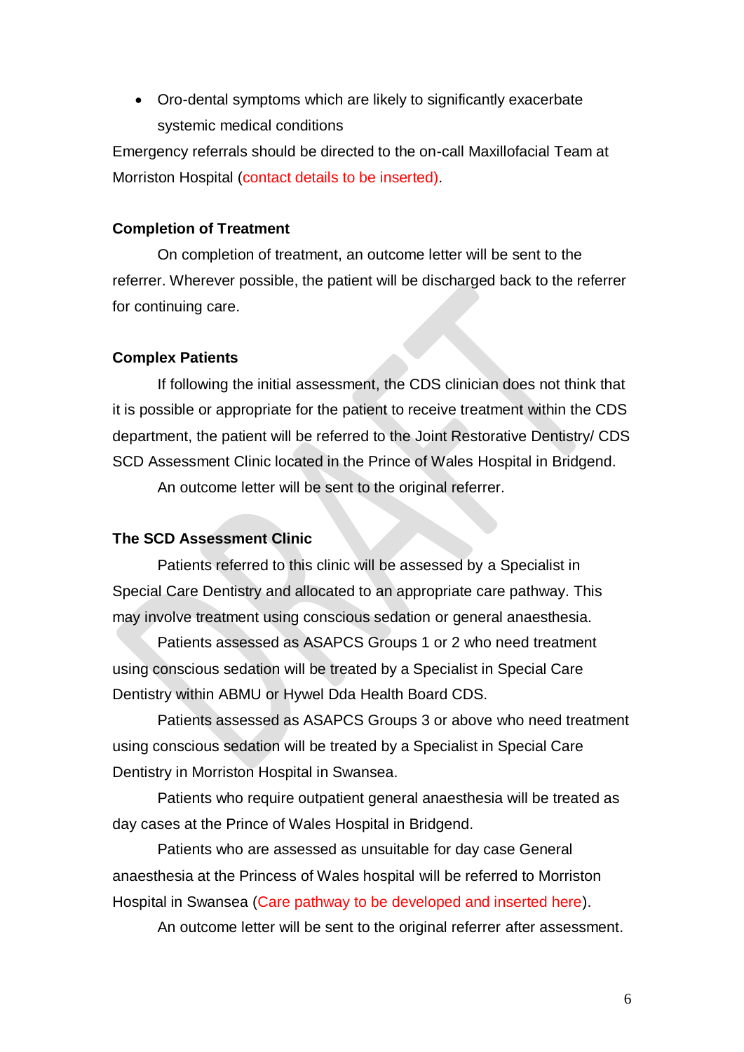- Oro-dental symptoms which are likely to significantly exacerbate systemic medical conditions

Emergency referrals should be directed to the on-call Maxillofacial Team at Morriston Hospital (contact details to be inserted).

**Completion of Treatment**

On completion of treatment, an outcome letter will be sent to the referrer. Wherever possible, the patient will be discharged back to the referrer for continuing care.

**Complex Patients**

If following the initial assessment, the CDS clinician does not think that it is possible or appropriate for the patient to receive treatment within the CDS department, the patient will be referred to the Joint Restorative Dentistry/ CDS SCD Assessment Clinic located in the Prince of Wales Hospital in Bridgend.

An outcome letter will be sent to the original referrer.

**The SCD Assessment Clinic**

Patients referred to this clinic will be assessed by a Specialist in Special Care Dentistry and allocated to an appropriate care pathway. This may involve treatment using conscious sedation or general anaesthesia.

Patients assessed as ASAPCS Groups 1 or 2 who need treatment using conscious sedation will be treated by a Specialist in Special Care Dentistry within ABMU or Hywel Dda Health Board CDS.

Patients assessed as ASAPCS Groups 3 or above who need treatment using conscious sedation will be treated by a Specialist in Special Care Dentistry in Morriston Hospital in Swansea.

Patients who require outpatient general anaesthesia will be treated as day cases at the Prince of Wales Hospital in Bridgend.

Patients who are assessed as unsuitable for day case General anaesthesia at the Princess of Wales hospital will be referred to Morriston Hospital in Swansea (Care pathway to be developed and inserted here).

An outcome letter will be sent to the original referrer after assessment.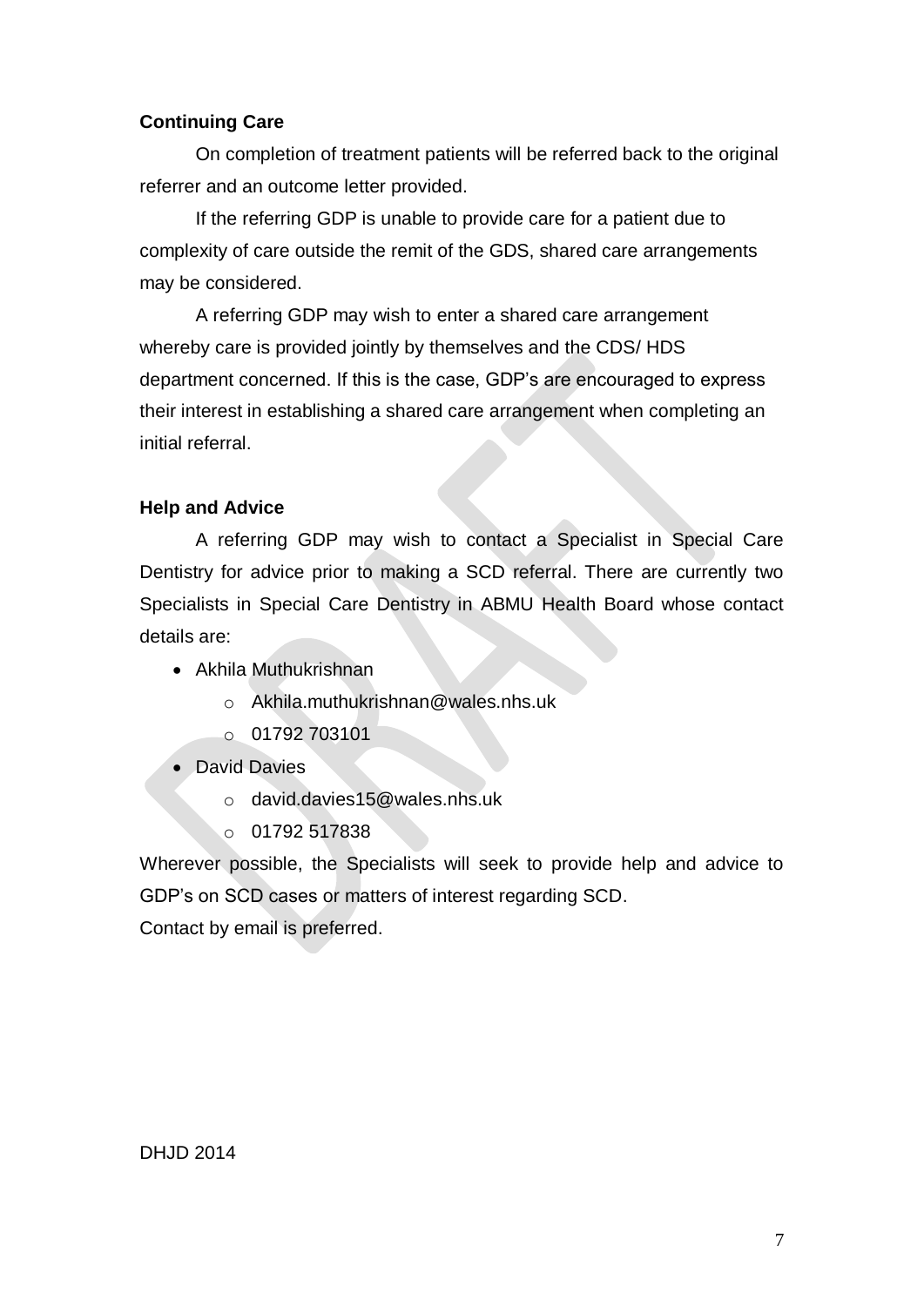**Continuing Care**

On completion of treatment patients will be referred back to the original referrer and an outcome letter provided.

If the referring GDP is unable to provide care for a patient due to complexity of care outside the remit of the GDS, shared care arrangements may be considered.

A referring GDP may wish to enter a shared care arrangement whereby care is provided jointly by themselves and the CDS/ HDS department concerned. If this is the case, GDP's are encouraged to express their interest in establishing a shared care arrangement when completing an initial referral.

**Help and Advice**

A referring GDP may wish to contact a Specialist in Special Care Dentistry for advice prior to making a SCD referral. There are currently two Specialists in Special Care Dentistry in ABMU Health Board whose contact details are:

- Akhila Muthukrishnan
  - Akhila.muthukrishnan@wales.nhs.uk
  - 01792 703101
- David Davies
  - david.davies15@wales.nhs.uk
  - 01792 517838

Wherever possible, the Specialists will seek to provide help and advice to GDP's on SCD cases or matters of interest regarding SCD.
Contact by email is preferred.

DHJD 2014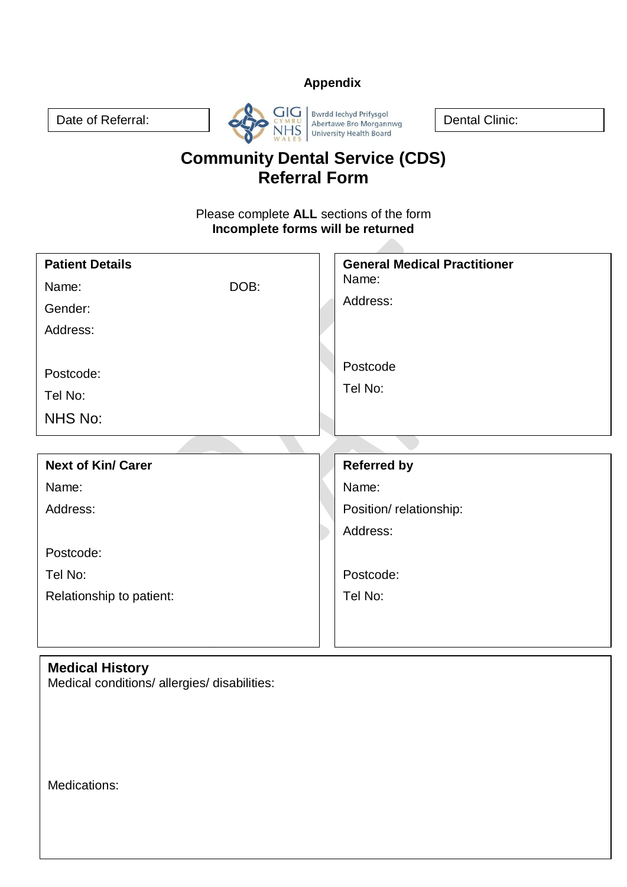**Appendix**

| Date of Referral: | GIG CYMRU NHS WALES — Bwrdd Iechyd Prifysgol Abertawe Bro Morgannwg University Health Board | Dental Clinic: |
|---|---|---|

# Community Dental Service (CDS) Referral Form

Please complete **ALL** sections of the form
**Incomplete forms will be returned**

| **Patient Details** | **General Medical Practitioner** |
|---|---|
| Name: DOB: | Name: |
| Gender: | Address: |
| Address: | |
| Postcode: | Postcode |
| Tel No: | Tel No: |
| NHS No: | |

| **Next of Kin/ Carer** | **Referred by** |
|---|---|
| Name: | Name: |
| Address: | Position/ relationship: |
| | Address: |
| Postcode: | Postcode: |
| Tel No: | Tel No: |
| Relationship to patient: | |

**Medical History**
Medical conditions/ allergies/ disabilities:

Medications: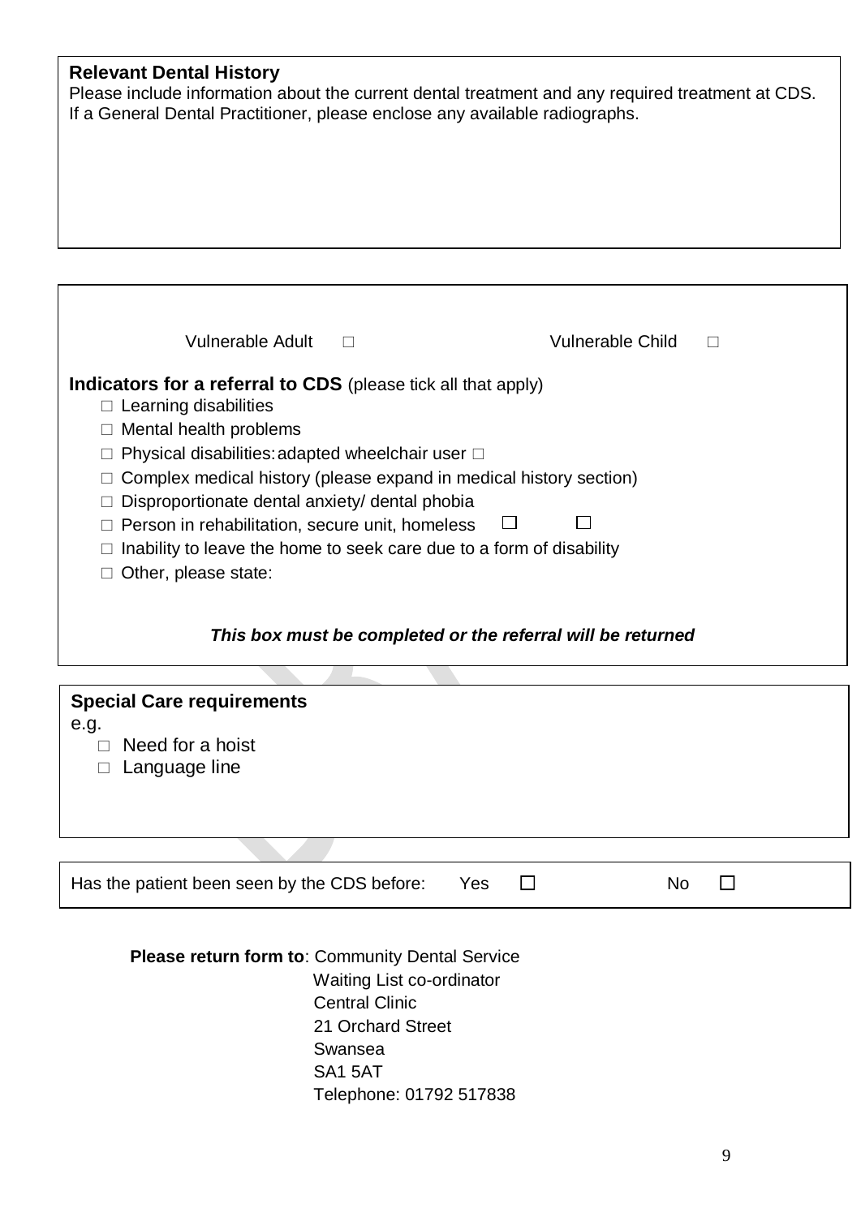**Relevant Dental History**

Please include information about the current dental treatment and any required treatment at CDS. If a General Dental Practitioner, please enclose any available radiographs.

Vulnerable Adult ☐ Vulnerable Child ☐

**Indicators for a referral to CDS** (please tick all that apply)

- ☐ Learning disabilities
- ☐ Mental health problems
- ☐ Physical disabilities: adapted wheelchair user ☐
- ☐ Complex medical history (please expand in medical history section)
- ☐ Disproportionate dental anxiety/ dental phobia
- ☐ Person in rehabilitation, secure unit, homeless ☐ ☐
- ☐ Inability to leave the home to seek care due to a form of disability
- ☐ Other, please state:

***This box must be completed or the referral will be returned***

**Special Care requirements**

e.g.

- ☐ Need for a hoist
- ☐ Language line

Has the patient been seen by the CDS before: Yes ☐ No ☐

**Please return form to**: Community Dental Service
Waiting List co-ordinator
Central Clinic
21 Orchard Street
Swansea
SA1 5AT
Telephone: 01792 517838